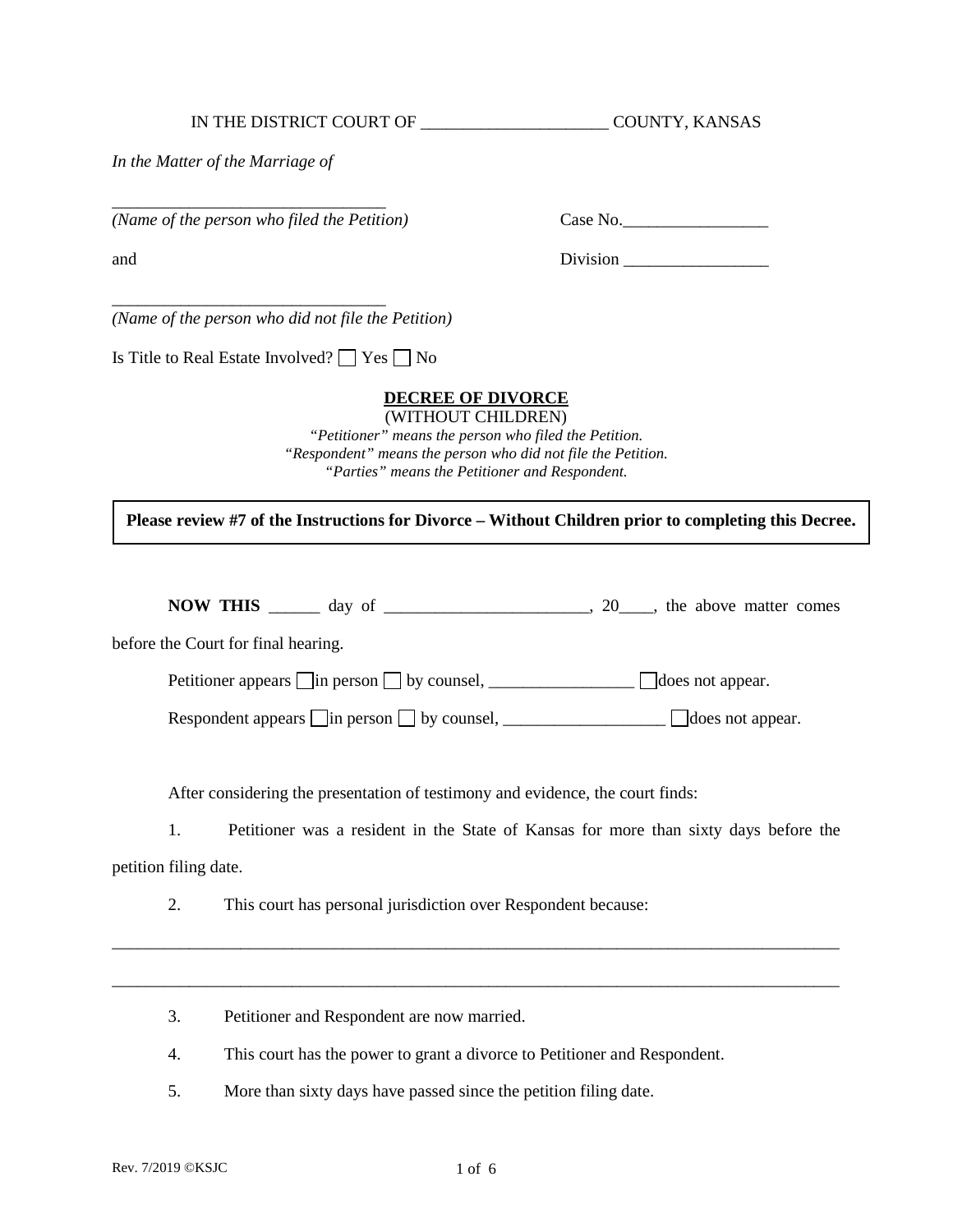IN THE DISTRICT COURT OF ______________________ COUNTY, KANSAS

*In the Matter of the Marriage of*

________________________________
*(Name of the person who filed the Petition)*

Case No.__________________

and

Division __________________

________________________________
*(Name of the person who did not file the Petition)*

Is Title to Real Estate Involved? ☐ Yes ☐ No

**DECREE OF DIVORCE**
(WITHOUT CHILDREN)

*"Petitioner" means the person who filed the Petition.*
*"Respondent" means the person who did not file the Petition.*
*"Parties" means the Petitioner and Respondent.*

**Please review #7 of the Instructions for Divorce – Without Children prior to completing this Decree.**

**NOW THIS** ______ day of ________________________, 20____, the above matter comes before the Court for final hearing.

Petitioner appears ☐ in person ☐ by counsel, _________________ ☐ does not appear.

Respondent appears ☐ in person ☐ by counsel, ___________________ ☐ does not appear.

After considering the presentation of testimony and evidence, the court finds:

1. Petitioner was a resident in the State of Kansas for more than sixty days before the petition filing date.

2. This court has personal jurisdiction over Respondent because:

_________________________________________________________________________________________

_________________________________________________________________________________________

3. Petitioner and Respondent are now married.

4. This court has the power to grant a divorce to Petitioner and Respondent.

5. More than sixty days have passed since the petition filing date.

Rev. 7/2019 ©KSJC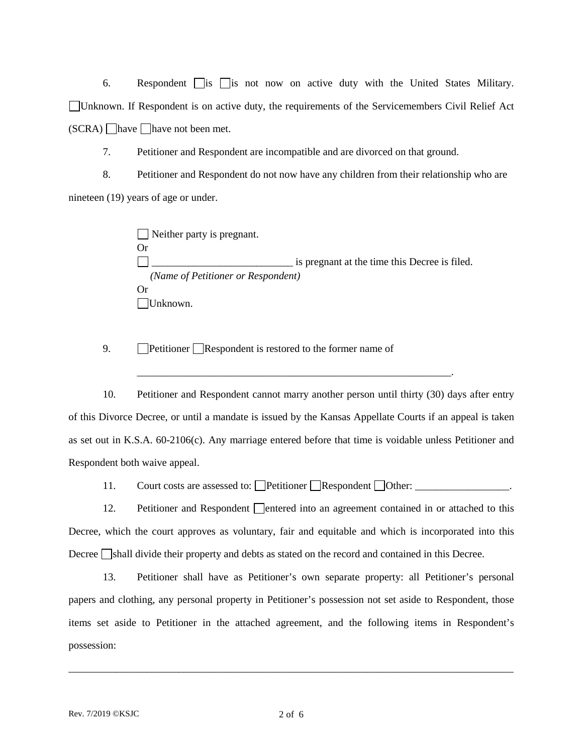6. Respondent ☐ is ☐ is not now on active duty with the United States Military. ☐ Unknown. If Respondent is on active duty, the requirements of the Servicemembers Civil Relief Act (SCRA) ☐ have ☐ have not been met.

7. Petitioner and Respondent are incompatible and are divorced on that ground.

8. Petitioner and Respondent do not now have any children from their relationship who are nineteen (19) years of age or under.

☐ Neither party is pregnant.
Or
☐ __________________________ is pregnant at the time this Decree is filed.
*(Name of Petitioner or Respondent)*
Or
☐ Unknown.

9. ☐ Petitioner ☐ Respondent is restored to the former name of

_______________________________________________________________.

10. Petitioner and Respondent cannot marry another person until thirty (30) days after entry of this Divorce Decree, or until a mandate is issued by the Kansas Appellate Courts if an appeal is taken as set out in K.S.A. 60-2106(c). Any marriage entered before that time is voidable unless Petitioner and Respondent both waive appeal.

11. Court costs are assessed to: ☐ Petitioner ☐ Respondent ☐ Other: __________________.

12. Petitioner and Respondent ☐ entered into an agreement contained in or attached to this Decree, which the court approves as voluntary, fair and equitable and which is incorporated into this Decree ☐ shall divide their property and debts as stated on the record and contained in this Decree.

13. Petitioner shall have as Petitioner's own separate property: all Petitioner's personal papers and clothing, any personal property in Petitioner's possession not set aside to Respondent, those items set aside to Petitioner in the attached agreement, and the following items in Respondent's possession:

_____________________________________________________________________________________

Rev. 7/2019 ©KSJC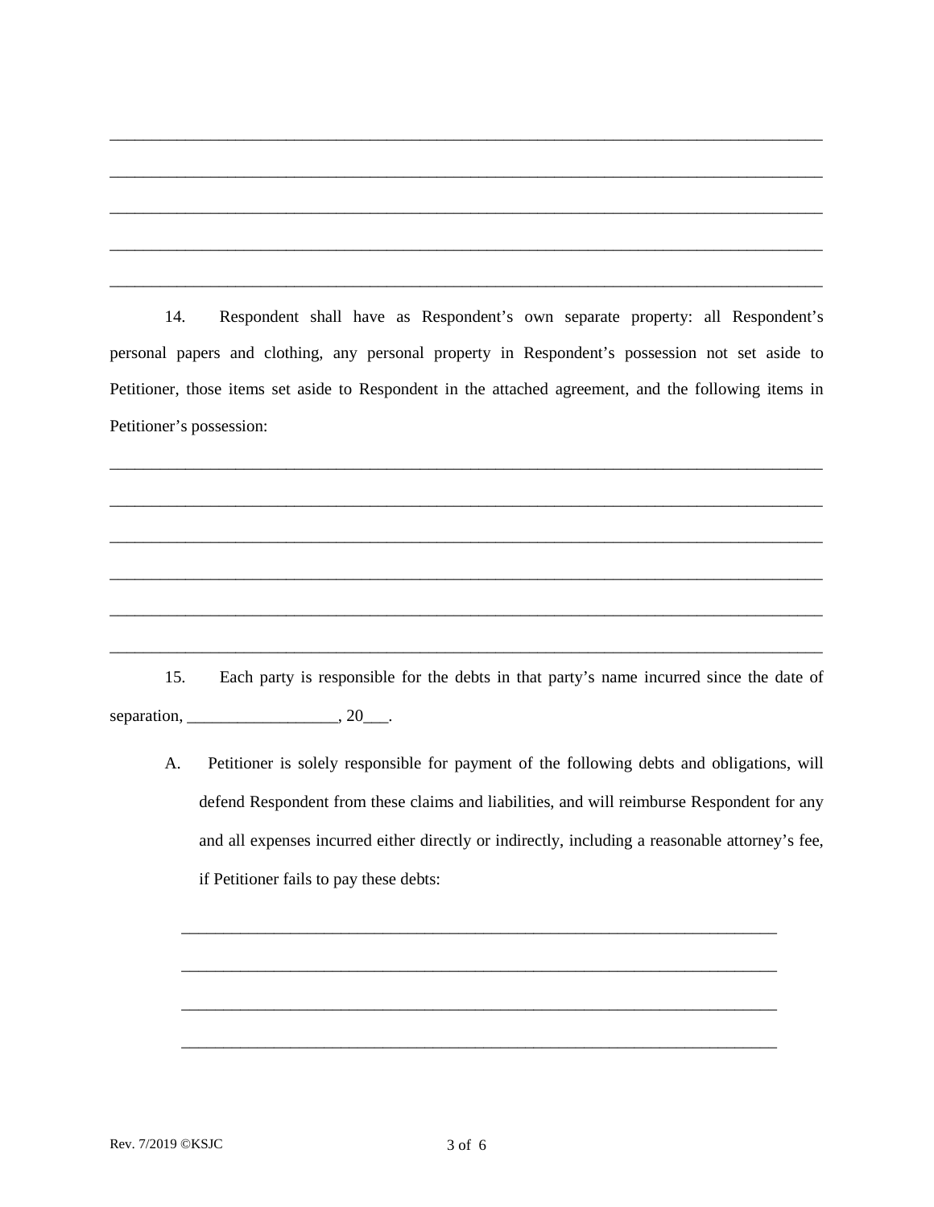\_\_\_\_\_\_\_\_\_\_\_\_\_\_\_\_\_\_\_\_\_\_\_\_\_\_\_\_\_\_\_\_\_\_\_\_\_\_\_\_\_\_\_\_\_\_\_\_\_\_\_\_\_\_\_\_\_\_\_\_\_\_\_\_\_\_\_\_\_\_\_\_\_\_\_\_\_\_\_\_

\_\_\_\_\_\_\_\_\_\_\_\_\_\_\_\_\_\_\_\_\_\_\_\_\_\_\_\_\_\_\_\_\_\_\_\_\_\_\_\_\_\_\_\_\_\_\_\_\_\_\_\_\_\_\_\_\_\_\_\_\_\_\_\_\_\_\_\_\_\_\_\_\_\_\_\_\_\_\_\_

\_\_\_\_\_\_\_\_\_\_\_\_\_\_\_\_\_\_\_\_\_\_\_\_\_\_\_\_\_\_\_\_\_\_\_\_\_\_\_\_\_\_\_\_\_\_\_\_\_\_\_\_\_\_\_\_\_\_\_\_\_\_\_\_\_\_\_\_\_\_\_\_\_\_\_\_\_\_\_\_

\_\_\_\_\_\_\_\_\_\_\_\_\_\_\_\_\_\_\_\_\_\_\_\_\_\_\_\_\_\_\_\_\_\_\_\_\_\_\_\_\_\_\_\_\_\_\_\_\_\_\_\_\_\_\_\_\_\_\_\_\_\_\_\_\_\_\_\_\_\_\_\_\_\_\_\_\_\_\_\_

\_\_\_\_\_\_\_\_\_\_\_\_\_\_\_\_\_\_\_\_\_\_\_\_\_\_\_\_\_\_\_\_\_\_\_\_\_\_\_\_\_\_\_\_\_\_\_\_\_\_\_\_\_\_\_\_\_\_\_\_\_\_\_\_\_\_\_\_\_\_\_\_\_\_\_\_\_\_\_\_

14. Respondent shall have as Respondent's own separate property: all Respondent's personal papers and clothing, any personal property in Respondent's possession not set aside to Petitioner, those items set aside to Respondent in the attached agreement, and the following items in Petitioner's possession:

\_\_\_\_\_\_\_\_\_\_\_\_\_\_\_\_\_\_\_\_\_\_\_\_\_\_\_\_\_\_\_\_\_\_\_\_\_\_\_\_\_\_\_\_\_\_\_\_\_\_\_\_\_\_\_\_\_\_\_\_\_\_\_\_\_\_\_\_\_\_\_\_\_\_\_\_\_\_\_\_

\_\_\_\_\_\_\_\_\_\_\_\_\_\_\_\_\_\_\_\_\_\_\_\_\_\_\_\_\_\_\_\_\_\_\_\_\_\_\_\_\_\_\_\_\_\_\_\_\_\_\_\_\_\_\_\_\_\_\_\_\_\_\_\_\_\_\_\_\_\_\_\_\_\_\_\_\_\_\_\_

\_\_\_\_\_\_\_\_\_\_\_\_\_\_\_\_\_\_\_\_\_\_\_\_\_\_\_\_\_\_\_\_\_\_\_\_\_\_\_\_\_\_\_\_\_\_\_\_\_\_\_\_\_\_\_\_\_\_\_\_\_\_\_\_\_\_\_\_\_\_\_\_\_\_\_\_\_\_\_\_

\_\_\_\_\_\_\_\_\_\_\_\_\_\_\_\_\_\_\_\_\_\_\_\_\_\_\_\_\_\_\_\_\_\_\_\_\_\_\_\_\_\_\_\_\_\_\_\_\_\_\_\_\_\_\_\_\_\_\_\_\_\_\_\_\_\_\_\_\_\_\_\_\_\_\_\_\_\_\_\_

\_\_\_\_\_\_\_\_\_\_\_\_\_\_\_\_\_\_\_\_\_\_\_\_\_\_\_\_\_\_\_\_\_\_\_\_\_\_\_\_\_\_\_\_\_\_\_\_\_\_\_\_\_\_\_\_\_\_\_\_\_\_\_\_\_\_\_\_\_\_\_\_\_\_\_\_\_\_\_\_

\_\_\_\_\_\_\_\_\_\_\_\_\_\_\_\_\_\_\_\_\_\_\_\_\_\_\_\_\_\_\_\_\_\_\_\_\_\_\_\_\_\_\_\_\_\_\_\_\_\_\_\_\_\_\_\_\_\_\_\_\_\_\_\_\_\_\_\_\_\_\_\_\_\_\_\_\_\_\_\_

15. Each party is responsible for the debts in that party's name incurred since the date of separation, \_\_\_\_\_\_\_\_\_\_\_\_\_\_\_\_\_\_, 20\_\_\_.

A. Petitioner is solely responsible for payment of the following debts and obligations, will defend Respondent from these claims and liabilities, and will reimburse Respondent for any and all expenses incurred either directly or indirectly, including a reasonable attorney's fee, if Petitioner fails to pay these debts:

\_\_\_\_\_\_\_\_\_\_\_\_\_\_\_\_\_\_\_\_\_\_\_\_\_\_\_\_\_\_\_\_\_\_\_\_\_\_\_\_\_\_\_\_\_\_\_\_\_\_\_\_\_\_\_\_\_\_\_\_\_\_\_\_\_\_\_\_\_\_\_\_

\_\_\_\_\_\_\_\_\_\_\_\_\_\_\_\_\_\_\_\_\_\_\_\_\_\_\_\_\_\_\_\_\_\_\_\_\_\_\_\_\_\_\_\_\_\_\_\_\_\_\_\_\_\_\_\_\_\_\_\_\_\_\_\_\_\_\_\_\_\_\_\_

\_\_\_\_\_\_\_\_\_\_\_\_\_\_\_\_\_\_\_\_\_\_\_\_\_\_\_\_\_\_\_\_\_\_\_\_\_\_\_\_\_\_\_\_\_\_\_\_\_\_\_\_\_\_\_\_\_\_\_\_\_\_\_\_\_\_\_\_\_\_\_\_

\_\_\_\_\_\_\_\_\_\_\_\_\_\_\_\_\_\_\_\_\_\_\_\_\_\_\_\_\_\_\_\_\_\_\_\_\_\_\_\_\_\_\_\_\_\_\_\_\_\_\_\_\_\_\_\_\_\_\_\_\_\_\_\_\_\_\_\_\_\_\_\_

Rev. 7/2019 ©KSJC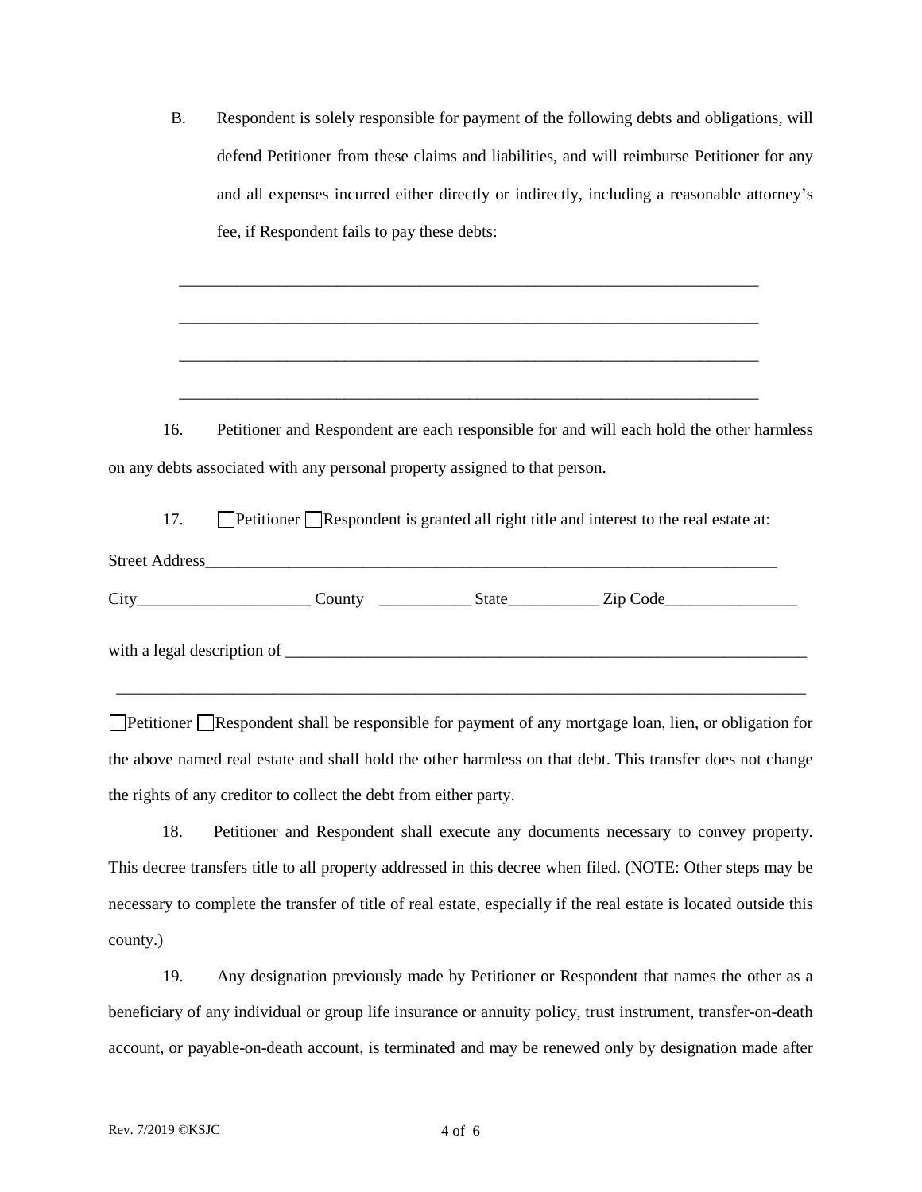B. Respondent is solely responsible for payment of the following debts and obligations, will defend Petitioner from these claims and liabilities, and will reimburse Petitioner for any and all expenses incurred either directly or indirectly, including a reasonable attorney's fee, if Respondent fails to pay these debts:

_______________________________________________________________________

_______________________________________________________________________

_______________________________________________________________________

_______________________________________________________________________

16. Petitioner and Respondent are each responsible for and will each hold the other harmless on any debts associated with any personal property assigned to that person.

17. ☐Petitioner ☐Respondent is granted all right title and interest to the real estate at:

Street Address_______________________________________________________________________

City_____________________ County ___________ State___________ Zip Code________________

with a legal description of ____________________________________________________________

_____________________________________________________________________________________

☐Petitioner ☐Respondent shall be responsible for payment of any mortgage loan, lien, or obligation for the above named real estate and shall hold the other harmless on that debt. This transfer does not change the rights of any creditor to collect the debt from either party.

18. Petitioner and Respondent shall execute any documents necessary to convey property. This decree transfers title to all property addressed in this decree when filed. (NOTE: Other steps may be necessary to complete the transfer of title of real estate, especially if the real estate is located outside this county.)

19. Any designation previously made by Petitioner or Respondent that names the other as a beneficiary of any individual or group life insurance or annuity policy, trust instrument, transfer-on-death account, or payable-on-death account, is terminated and may be renewed only by designation made after

Rev. 7/2019 ©KSJC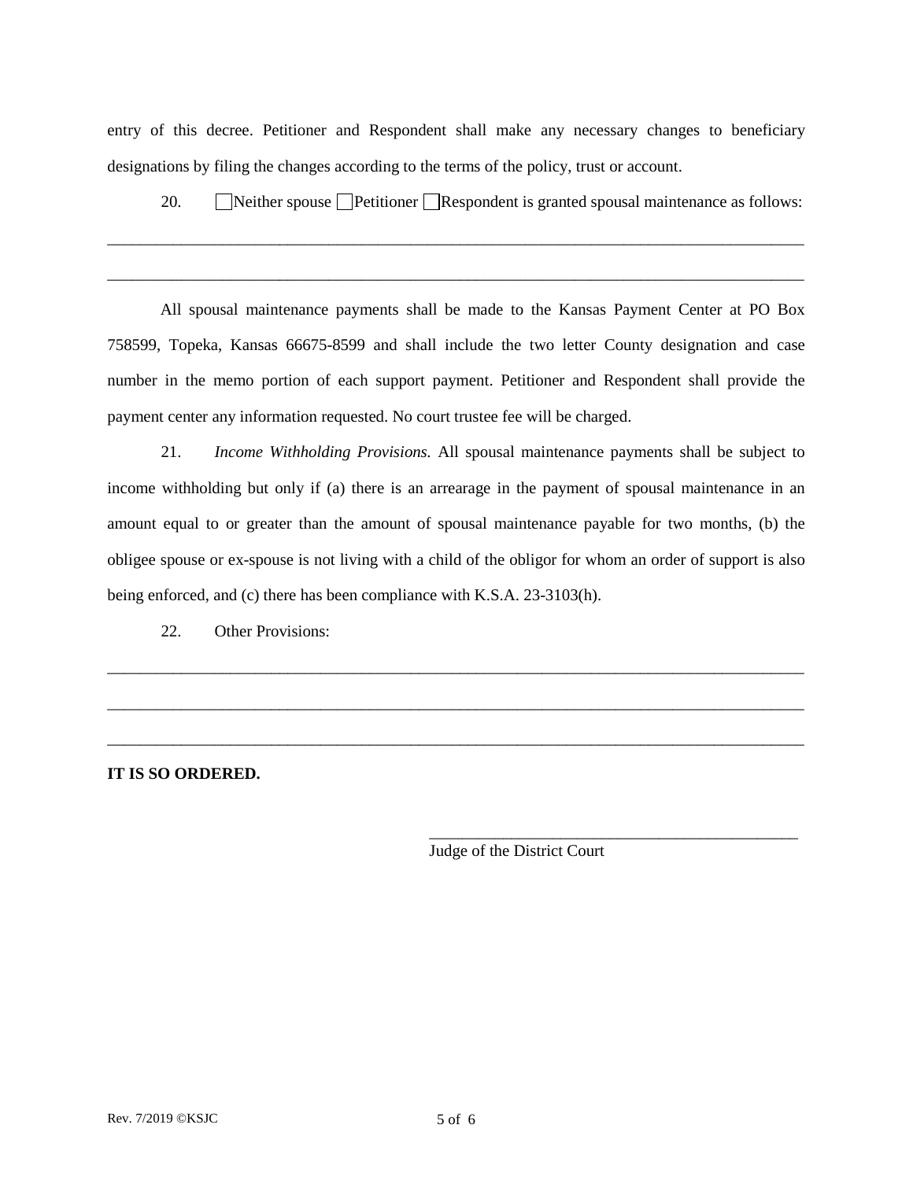entry of this decree. Petitioner and Respondent shall make any necessary changes to beneficiary designations by filing the changes according to the terms of the policy, trust or account.

20. ☐ Neither spouse ☐ Petitioner ☐ Respondent is granted spousal maintenance as follows:

______________________________________________________________________________

______________________________________________________________________________

All spousal maintenance payments shall be made to the Kansas Payment Center at PO Box 758599, Topeka, Kansas 66675-8599 and shall include the two letter County designation and case number in the memo portion of each support payment. Petitioner and Respondent shall provide the payment center any information requested. No court trustee fee will be charged.

21. *Income Withholding Provisions.* All spousal maintenance payments shall be subject to income withholding but only if (a) there is an arrearage in the payment of spousal maintenance in an amount equal to or greater than the amount of spousal maintenance payable for two months, (b) the obligee spouse or ex-spouse is not living with a child of the obligor for whom an order of support is also being enforced, and (c) there has been compliance with K.S.A. 23-3103(h).

22. Other Provisions:

______________________________________________________________________________

______________________________________________________________________________

______________________________________________________________________________

**IT IS SO ORDERED.**

_______________________________________________
Judge of the District Court

Rev. 7/2019 ©KSJC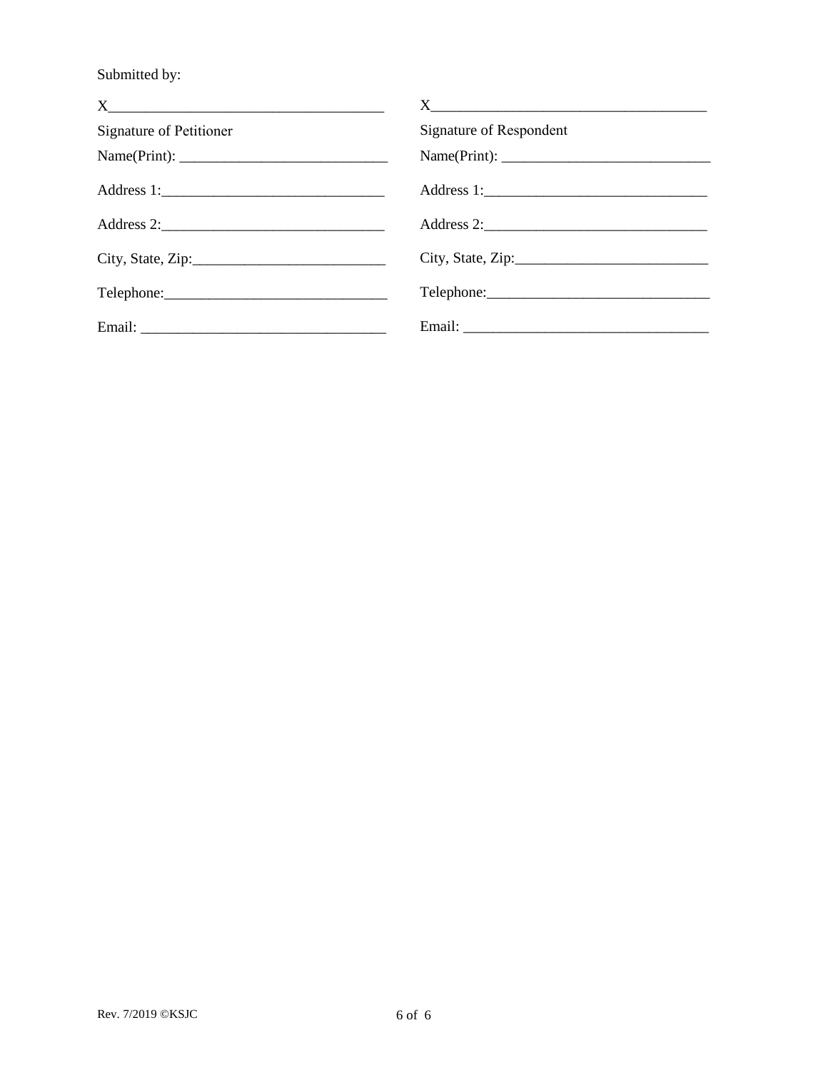Submitted by:

| | |
|---|---|
| X_____________________________________ | X_____________________________________ |
| Signature of Petitioner | Signature of Respondent |
| Name(Print): ____________________________ | Name(Print): ____________________________ |
| Address 1:______________________________ | Address 1:______________________________ |
| Address 2:______________________________ | Address 2:______________________________ |
| City, State, Zip:__________________________ | City, State, Zip:__________________________ |
| Telephone:______________________________ | Telephone:______________________________ |
| Email: _________________________________ | Email: _________________________________ |

Rev. 7/2019 ©KSJC